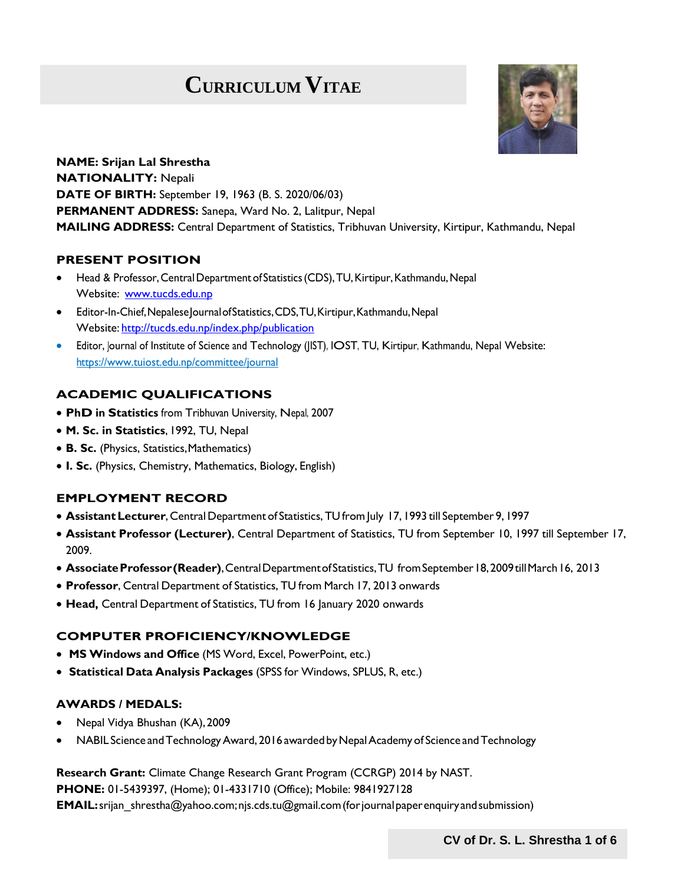# Curriculum Vitae

**NAME: Srijan Lal Shrestha**
**NATIONALITY:** Nepali
**DATE OF BIRTH:** September 19, 1963 (B. S. 2020/06/03)
**PERMANENT ADDRESS:** Sanepa, Ward No. 2, Lalitpur, Nepal
**MAILING ADDRESS:** Central Department of Statistics, Tribhuvan University, Kirtipur, Kathmandu, Nepal

## PRESENT POSITION

- Head & Professor, Central Department of Statistics (CDS), TU, Kirtipur, Kathmandu, Nepal
  Website: [www.tucds.edu.np](www.tucds.edu.np)
- Editor-In-Chief, Nepalese Journal of Statistics, CDS, TU, Kirtipur, Kathmandu, Nepal
  Website: [http://tucds.edu.np/index.php/publication](http://tucds.edu.np/index.php/publication)
- Editor, Journal of Institute of Science and Technology (JIST), IOST, TU, Kirtipur, Kathmandu, Nepal Website: [https://www.tuiost.edu.np/committee/journal](https://www.tuiost.edu.np/committee/journal)

## ACADEMIC QUALIFICATIONS

- **PhD in Statistics** from Tribhuvan University, Nepal, 2007
- **M. Sc. in Statistics**, 1992, TU, Nepal
- **B. Sc.** (Physics, Statistics, Mathematics)
- **I. Sc.** (Physics, Chemistry, Mathematics, Biology, English)

## EMPLOYMENT RECORD

- **Assistant Lecturer**, Central Department of Statistics, TU from July 17, 1993 till September 9, 1997
- **Assistant Professor (Lecturer)**, Central Department of Statistics, TU from September 10, 1997 till September 17, 2009.
- **Associate Professor (Reader)**, Central Department of Statistics, TU from September 18, 2009 till March 16, 2013
- **Professor**, Central Department of Statistics, TU from March 17, 2013 onwards
- **Head,** Central Department of Statistics, TU from 16 January 2020 onwards

## COMPUTER PROFICIENCY/KNOWLEDGE

- **MS Windows and Office** (MS Word, Excel, PowerPoint, etc.)
- **Statistical Data Analysis Packages** (SPSS for Windows, SPLUS, R, etc.)

## AWARDS / MEDALS:

- Nepal Vidya Bhushan (KA), 2009
- NABIL Science and Technology Award, 2016 awarded by Nepal Academy of Science and Technology

**Research Grant:** Climate Change Research Grant Program (CCRGP) 2014 by NAST.
**PHONE:** 01-5439397, (Home); 01-4331710 (Office); Mobile: 9841927128
**EMAIL:** srijan_shrestha@yahoo.com; njs.cds.tu@gmail.com (for journal paper enquiry and submission)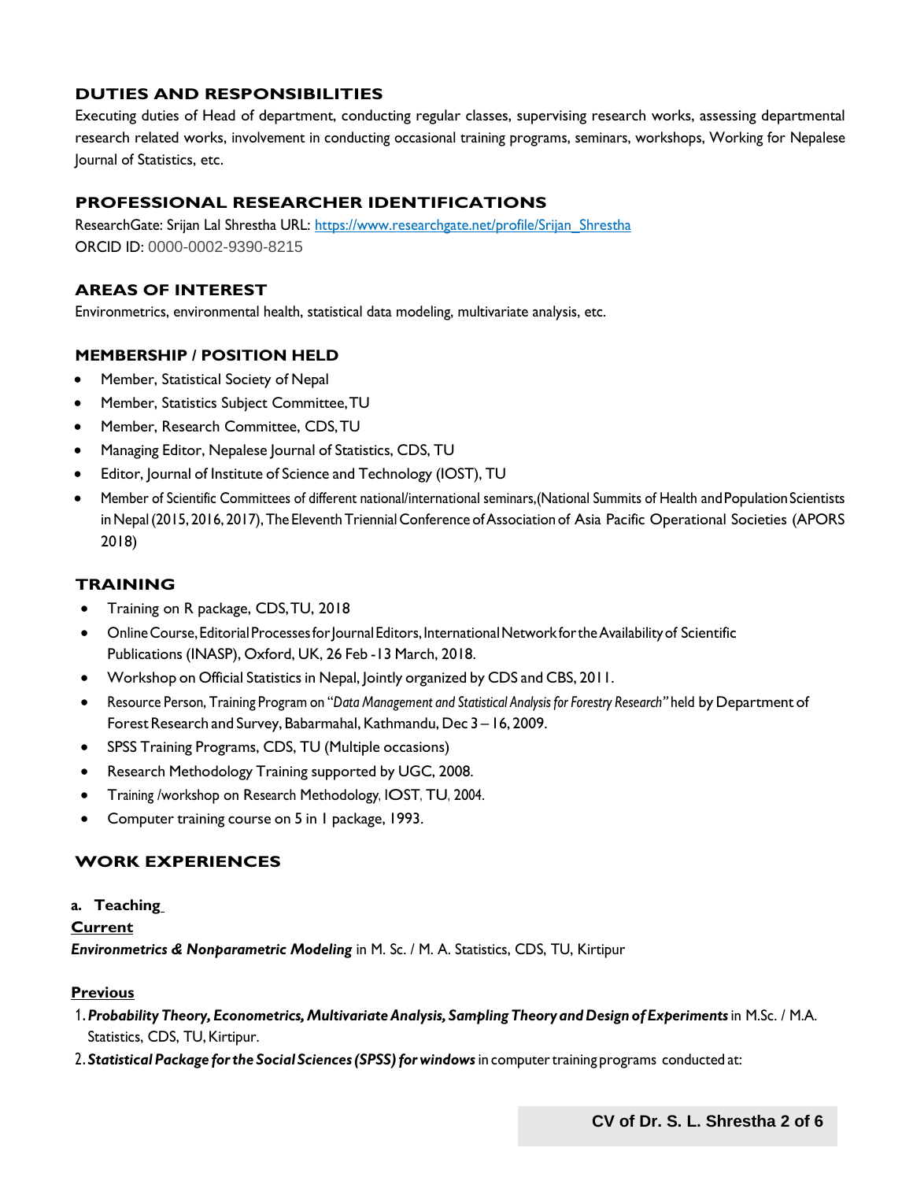## DUTIES AND RESPONSIBILITIES

Executing duties of Head of department, conducting regular classes, supervising research works, assessing departmental research related works, involvement in conducting occasional training programs, seminars, workshops, Working for Nepalese Journal of Statistics, etc.

## PROFESSIONAL RESEARCHER IDENTIFICATIONS

ResearchGate: Srijan Lal Shrestha URL: https://www.researchgate.net/profile/Srijan_Shrestha
ORCID ID: 0000-0002-9390-8215

## AREAS OF INTEREST

Environmetrics, environmental health, statistical data modeling, multivariate analysis, etc.

## MEMBERSHIP / POSITION HELD

- Member, Statistical Society of Nepal
- Member, Statistics Subject Committee, TU
- Member, Research Committee, CDS, TU
- Managing Editor, Nepalese Journal of Statistics, CDS, TU
- Editor, Journal of Institute of Science and Technology (IOST), TU
- Member of Scientific Committees of different national/international seminars,(National Summits of Health and Population Scientists in Nepal (2015, 2016, 2017), The Eleventh Triennial Conference of Association of Asia Pacific Operational Societies (APORS 2018)

## TRAINING

- Training on R package, CDS, TU, 2018
- Online Course, Editorial Processes for Journal Editors, International Network for the Availability of Scientific Publications (INASP), Oxford, UK, 26 Feb -13 March, 2018.
- Workshop on Official Statistics in Nepal, Jointly organized by CDS and CBS, 2011.
- Resource Person, Training Program on "*Data Management and Statistical Analysis for Forestry Research"* held by Department of Forest Research and Survey, Babarmahal, Kathmandu, Dec 3 – 16, 2009.
- SPSS Training Programs, CDS, TU (Multiple occasions)
- Research Methodology Training supported by UGC, 2008.
- Training /workshop on Research Methodology, IOST, TU, 2004.
- Computer training course on 5 in 1 package, 1993.

## WORK EXPERIENCES

**a. Teaching**

**Current**

***Environmetrics & Nonparametric Modeling*** in M. Sc. / M. A. Statistics, CDS, TU, Kirtipur

**Previous**

1. ***Probability Theory, Econometrics, Multivariate Analysis, Sampling Theory and Design of Experiments*** in M.Sc. / M.A. Statistics, CDS, TU, Kirtipur.
2. ***Statistical Package for the Social Sciences (SPSS) for windows*** in computer training programs conducted at: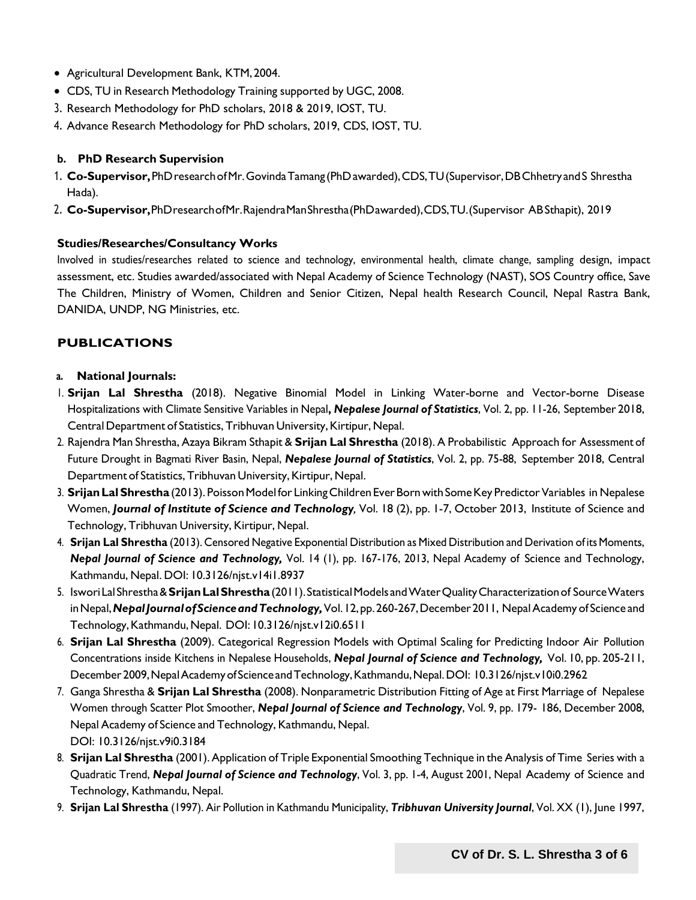- Agricultural Development Bank, KTM, 2004.
- CDS, TU in Research Methodology Training supported by UGC, 2008.

3. Research Methodology for PhD scholars, 2018 & 2019, IOST, TU.
4. Advance Research Methodology for PhD scholars, 2019, CDS, IOST, TU.

#### b. PhD Research Supervision

1. **Co-Supervisor,** PhD research of Mr. Govinda Tamang (PhD awarded), CDS, TU (Supervisor, DB Chhetry and S Shrestha Hada).
2. **Co-Supervisor,** PhD research of Mr. Rajendra Man Shrestha (PhD awarded), CDS, TU. (Supervisor AB Sthapit), 2019

#### Studies/Researches/Consultancy Works

Involved in studies/researches related to science and technology, environmental health, climate change, sampling design, impact assessment, etc. Studies awarded/associated with Nepal Academy of Science Technology (NAST), SOS Country office, Save The Children, Ministry of Women, Children and Senior Citizen, Nepal health Research Council, Nepal Rastra Bank, DANIDA, UNDP, NG Ministries, etc.

## PUBLICATIONS

#### a. National Journals:

1. **Srijan Lal Shrestha** (2018). Negative Binomial Model in Linking Water-borne and Vector-borne Disease Hospitalizations with Climate Sensitive Variables in Nepal**,** ***Nepalese Journal of Statistics***, Vol. 2, pp. 11-26, September 2018, Central Department of Statistics, Tribhuvan University, Kirtipur, Nepal.
2. Rajendra Man Shrestha, Azaya Bikram Sthapit & **Srijan Lal Shrestha** (2018). A Probabilistic Approach for Assessment of Future Drought in Bagmati River Basin, Nepal, ***Nepalese Journal of Statistics***, Vol. 2, pp. 75-88, September 2018, Central Department of Statistics, Tribhuvan University, Kirtipur, Nepal.
3. **Srijan Lal Shrestha** (2013). Poisson Model for Linking Children Ever Born with Some Key Predictor Variables in Nepalese Women, ***Journal of Institute of Science and Technology,*** Vol. 18 (2), pp. 1-7, October 2013, Institute of Science and Technology, Tribhuvan University, Kirtipur, Nepal.
4. **Srijan Lal Shrestha** (2013). Censored Negative Exponential Distribution as Mixed Distribution and Derivation of its Moments, ***Nepal Journal of Science and Technology,*** Vol. 14 (1), pp. 167-176, 2013, Nepal Academy of Science and Technology, Kathmandu, Nepal. DOI: 10.3126/njst.v14i1.8937
5. Iswori Lal Shrestha & **Srijan Lal Shrestha** (2011). Statistical Models and Water Quality Characterization of Source Waters in Nepal, ***Nepal Journal of Science and Technology,*** Vol. 12, pp. 260-267, December 2011, Nepal Academy of Science and Technology, Kathmandu, Nepal. DOI: 10.3126/njst.v12i0.6511
6. **Srijan Lal Shrestha** (2009). Categorical Regression Models with Optimal Scaling for Predicting Indoor Air Pollution Concentrations inside Kitchens in Nepalese Households, ***Nepal Journal of Science and Technology,*** Vol. 10, pp. 205-211, December 2009, Nepal Academy of Science and Technology, Kathmandu, Nepal. DOI: 10.3126/njst.v10i0.2962
7. Ganga Shrestha & **Srijan Lal Shrestha** (2008). Nonparametric Distribution Fitting of Age at First Marriage of Nepalese Women through Scatter Plot Smoother, ***Nepal Journal of Science and Technology***, Vol. 9, pp. 179- 186, December 2008, Nepal Academy of Science and Technology, Kathmandu, Nepal.
   DOI: 10.3126/njst.v9i0.3184
8. **Srijan Lal Shrestha** (2001). Application of Triple Exponential Smoothing Technique in the Analysis of Time Series with a Quadratic Trend, ***Nepal Journal of Science and Technology***, Vol. 3, pp. 1-4, August 2001, Nepal Academy of Science and Technology, Kathmandu, Nepal.
9. **Srijan Lal Shrestha** (1997). Air Pollution in Kathmandu Municipality, ***Tribhuvan University Journal***, Vol. XX (1), June 1997,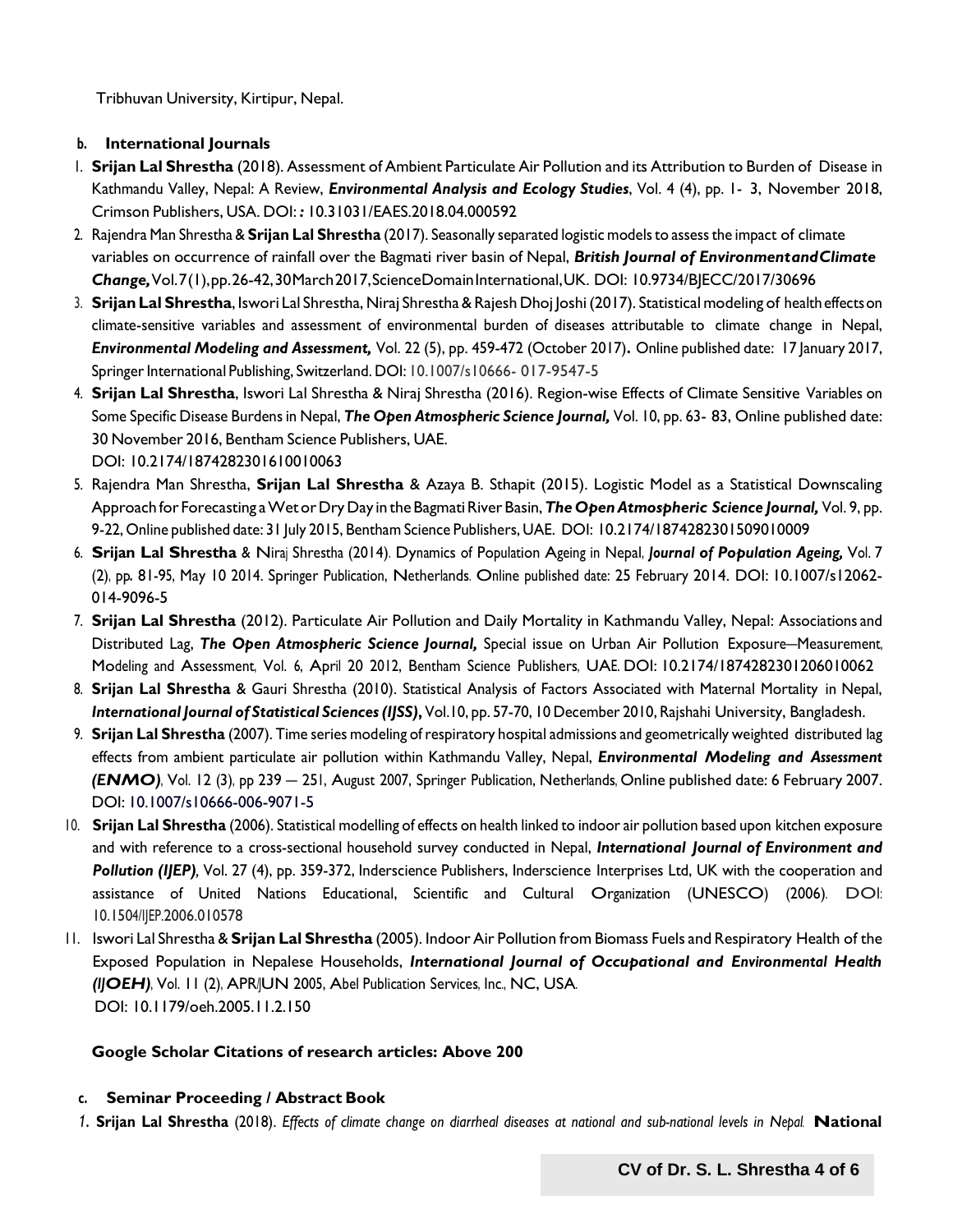Tribhuvan University, Kirtipur, Nepal.

**b. International Journals**

1. **Srijan Lal Shrestha** (2018). Assessment of Ambient Particulate Air Pollution and its Attribution to Burden of Disease in Kathmandu Valley, Nepal: A Review, ***Environmental Analysis and Ecology Studies***, Vol. 4 (4), pp. 1- 3, November 2018, Crimson Publishers, USA. DOI: *:* 10.31031/EAES.2018.04.000592
2. Rajendra Man Shrestha & **Srijan Lal Shrestha** (2017). Seasonally separated logistic models to assess the impact of climate variables on occurrence of rainfall over the Bagmati river basin of Nepal, ***British Journal of Environment and Climate Change,*** Vol.7(1), pp. 26-42, 30 March 2017, Science Domain International, UK. DOI: 10.9734/BJECC/2017/30696
3. **Srijan Lal Shrestha**, Iswori Lal Shrestha, Niraj Shrestha & Rajesh Dhoj Joshi (2017). Statistical modeling of health effects on climate-sensitive variables and assessment of environmental burden of diseases attributable to climate change in Nepal, ***Environmental Modeling and Assessment,*** Vol. 22 (5), pp. 459-472 (October 2017)**.** Online published date: 17 January 2017, Springer International Publishing, Switzerland. DOI: 10.1007/s10666- 017-9547-5
4. **Srijan Lal Shrestha**, Iswori Lal Shrestha & Niraj Shrestha (2016). Region-wise Effects of Climate Sensitive Variables on Some Specific Disease Burdens in Nepal, ***The Open Atmospheric Science Journal,*** Vol. 10, pp. 63- 83, Online published date: 30 November 2016, Bentham Science Publishers, UAE.
   DOI: 10.2174/1874282301610010063
5. Rajendra Man Shrestha, **Srijan Lal Shrestha** & Azaya B. Sthapit (2015). Logistic Model as a Statistical Downscaling Approach for Forecasting a Wet or Dry Day in the Bagmati River Basin, ***The Open Atmospheric Science Journal,*** Vol. 9, pp. 9-22, Online published date: 31 July 2015, Bentham Science Publishers, UAE. DOI: 10.2174/1874282301509010009
6. **Srijan Lal Shrestha** & Niraj Shrestha (2014). Dynamics of Population Ageing in Nepal, ***Journal of Population Ageing,*** Vol. 7 (2), pp**.** 81-95, May 10 2014. Springer Publication, Netherlands. Online published date: 25 February 2014. DOI: 10.1007/s12062-014-9096-5
7. **Srijan Lal Shrestha** (2012). Particulate Air Pollution and Daily Mortality in Kathmandu Valley, Nepal: Associations and Distributed Lag, ***The Open Atmospheric Science Journal,*** Special issue on Urban Air Pollution Exposure—Measurement, Modeling and Assessment, Vol. 6, April 20 2012, Bentham Science Publishers, UAE. DOI: 10.2174/1874282301206010062
8. **Srijan Lal Shrestha** & Gauri Shrestha (2010). Statistical Analysis of Factors Associated with Maternal Mortality in Nepal, ***International Journal of Statistical Sciences (IJSS)*****,** Vol.10, pp. 57-70, 10 December 2010, Rajshahi University, Bangladesh.
9. **Srijan Lal Shrestha** (2007). Time series modeling of respiratory hospital admissions and geometrically weighted distributed lag effects from ambient particulate air pollution within Kathmandu Valley, Nepal, ***Environmental Modeling and Assessment (ENMO)***, Vol. 12 (3), pp 239 — 251, August 2007, Springer Publication, Netherlands, Online published date: 6 February 2007. DOI: 10.1007/s10666-006-9071-5
10. **Srijan Lal Shrestha** (2006). Statistical modelling of effects on health linked to indoor air pollution based upon kitchen exposure and with reference to a cross-sectional household survey conducted in Nepal, ***International Journal of Environment and Pollution (IJEP),*** Vol. 27 (4), pp. 359-372, Inderscience Publishers, Inderscience Interprises Ltd, UK with the cooperation and assistance of United Nations Educational, Scientific and Cultural Organization (UNESCO) (2006). DOI: 10.1504/IJEP.2006.010578
11. Iswori Lal Shrestha & **Srijan Lal Shrestha** (2005). Indoor Air Pollution from Biomass Fuels and Respiratory Health of the Exposed Population in Nepalese Households, ***International Journal of Occupational and Environmental Health (IJOEH)***, Vol. 11 (2), APR/JUN 2005, Abel Publication Services, Inc., NC, USA.
    DOI: 10.1179/oeh.2005.11.2.150

**Google Scholar Citations of research articles: Above 200**

**c. Seminar Proceeding / Abstract Book**

1. **Srijan Lal Shrestha** (2018). *Effects of climate change on diarrheal diseases at national and sub-national levels in Nepal.* **National**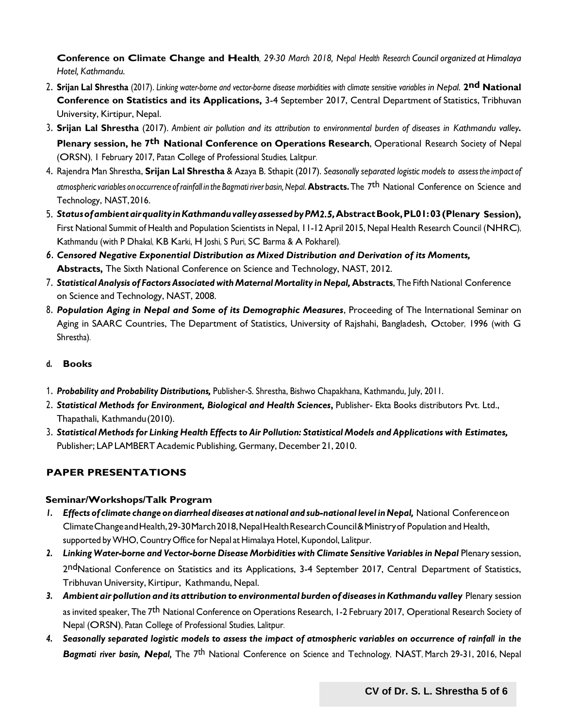**Conference on Climate Change and Health**, *29-30 March 2018, Nepal Health Research Council organized at Himalaya Hotel, Kathmandu.*

2. **Srijan Lal Shrestha** (2017). *Linking water-borne and vector-borne disease morbidities with climate sensitive variables in Nepal.* **2nd National Conference on Statistics and its Applications,** 3-4 September 2017, Central Department of Statistics, Tribhuvan University, Kirtipur, Nepal.
3. **Srijan Lal Shrestha** (2017). *Ambient air pollution and its attribution to environmental burden of diseases in Kathmandu valley***. Plenary session, he 7th National Conference on Operations Research**, Operational Research Society of Nepal (ORSN), 1 February 2017, Patan College of Professional Studies, Lalitpur.
4. Rajendra Man Shrestha, **Srijan Lal Shrestha** & Azaya B. Sthapit (2017). *Seasonally separated logistic models to assess the impact of atmospheric variables on occurrence of rainfall in the Bagmati river basin, Nepal.* **Abstracts.** The 7th National Conference on Science and Technology, NAST, 2016.
5. ***Status of ambient air quality in Kathmandu valley assessed by PM2.5,*** **Abstract Book, PL01: 03 (Plenary Session),** First National Summit of Health and Population Scientists in Nepal, 11-12 April 2015, Nepal Health Research Council (NHRC), Kathmandu (with P Dhakal, KB Karki, H Joshi, S Puri, SC Barma & A Pokharel).
6. ***Censored Negative Exponential Distribution as Mixed Distribution and Derivation of its Moments,*** **Abstracts,** The Sixth National Conference on Science and Technology, NAST, 2012.
7. ***Statistical Analysis of Factors Associated with Maternal Mortality in Nepal,*** **Abstracts**, The Fifth National Conference on Science and Technology, NAST, 2008.
8. ***Population Aging in Nepal and Some of its Demographic Measures***, Proceeding of The International Seminar on Aging in SAARC Countries, The Department of Statistics, University of Rajshahi, Bangladesh, October, 1996 (with G Shrestha).

#### d. Books

1. ***Probability and Probability Distributions,*** Publisher-S. Shrestha, Bishwo Chapakhana, Kathmandu, July, 2011.
2. ***Statistical Methods for Environment, Biological and Health Sciences***, Publisher- Ekta Books distributors Pvt. Ltd., Thapathali, Kathmandu (2010).
3. ***Statistical Methods for Linking Health Effects to Air Pollution: Statistical Models and Applications with Estimates,*** Publisher; LAP LAMBERT Academic Publishing, Germany, December 21, 2010.

## PAPER PRESENTATIONS

### Seminar/Workshops/Talk Program

1. ***Effects of climate change on diarrheal diseases at national and sub-national level in Nepal,*** National Conference on Climate Change and Health, 29-30 March 2018, Nepal Health Research Council & Ministry of Population and Health, supported by WHO, Country Office for Nepal at Himalaya Hotel, Kupondol, Lalitpur.
2. ***Linking Water-borne and Vector-borne Disease Morbidities with Climate Sensitive Variables in Nepal*** Plenary session, 2nd National Conference on Statistics and its Applications, 3-4 September 2017, Central Department of Statistics, Tribhuvan University, Kirtipur, Kathmandu, Nepal.
3. ***Ambient air pollution and its attribution to environmental burden of diseases in Kathmandu valley*** Plenary session as invited speaker, The 7th National Conference on Operations Research, 1-2 February 2017, Operational Research Society of Nepal (ORSN), Patan College of Professional Studies, Lalitpur.
4. ***Seasonally separated logistic models to assess the impact of atmospheric variables on occurrence of rainfall in the Bagmati river basin, Nepal,*** The 7th National Conference on Science and Technology, NAST, March 29-31, 2016, Nepal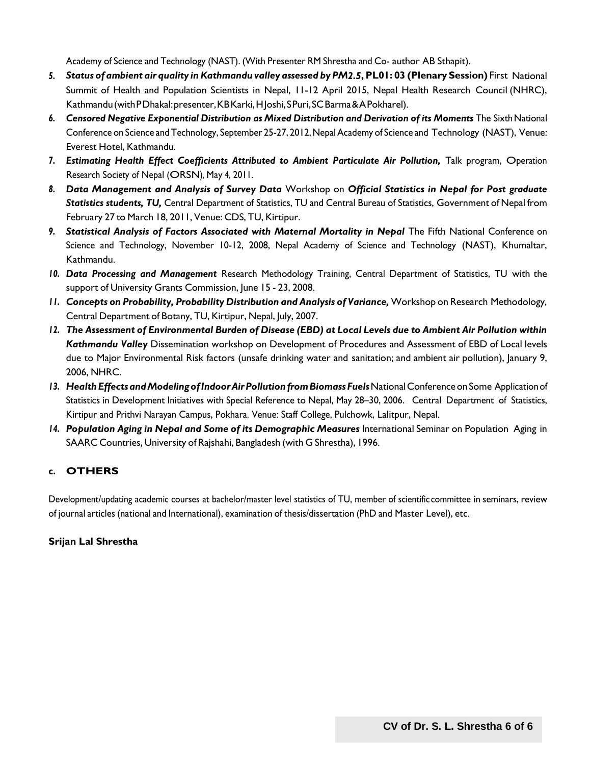Academy of Science and Technology (NAST). (With Presenter RM Shrestha and Co- author AB Sthapit).

5. ***Status of ambient air quality in Kathmandu valley assessed by PM2.5*, PL01: 03 (Plenary Session)** First National Summit of Health and Population Scientists in Nepal, 11-12 April 2015, Nepal Health Research Council (NHRC), Kathmandu (with P Dhakal: presenter, KB Karki, H Joshi, S Puri, SC Barma & A Pokharel).
6. ***Censored Negative Exponential Distribution as Mixed Distribution and Derivation of its Moments*** The Sixth National Conference on Science and Technology, September 25-27, 2012, Nepal Academy of Science and Technology (NAST), Venue: Everest Hotel, Kathmandu.
7. ***Estimating Health Effect Coefficients Attributed to Ambient Particulate Air Pollution,*** Talk program, Operation Research Society of Nepal (ORSN), May 4, 2011.
8. ***Data Management and Analysis of Survey Data*** Workshop on ***Official Statistics in Nepal for Post graduate Statistics students, TU,*** Central Department of Statistics, TU and Central Bureau of Statistics, Government of Nepal from February 27 to March 18, 2011, Venue: CDS, TU, Kirtipur.
9. ***Statistical Analysis of Factors Associated with Maternal Mortality in Nepal*** The Fifth National Conference on Science and Technology, November 10-12, 2008, Nepal Academy of Science and Technology (NAST), Khumaltar, Kathmandu.
10. ***Data Processing and Management*** Research Methodology Training, Central Department of Statistics, TU with the support of University Grants Commission, June 15 - 23, 2008.
11. ***Concepts on Probability, Probability Distribution and Analysis of Variance,*** Workshop on Research Methodology, Central Department of Botany, TU, Kirtipur, Nepal, July, 2007.
12. ***The Assessment of Environmental Burden of Disease (EBD) at Local Levels due to Ambient Air Pollution within Kathmandu Valley*** Dissemination workshop on Development of Procedures and Assessment of EBD of Local levels due to Major Environmental Risk factors (unsafe drinking water and sanitation; and ambient air pollution), January 9, 2006, NHRC.
13. ***Health Effects and Modeling of Indoor Air Pollution from Biomass Fuels*** National Conference on Some Application of Statistics in Development Initiatives with Special Reference to Nepal, May 28–30, 2006. Central Department of Statistics, Kirtipur and Prithvi Narayan Campus, Pokhara. Venue: Staff College, Pulchowk, Lalitpur, Nepal.
14. ***Population Aging in Nepal and Some of its Demographic Measures*** International Seminar on Population Aging in SAARC Countries, University of Rajshahi, Bangladesh (with G Shrestha), 1996.

### c. OTHERS

Development/updating academic courses at bachelor/master level statistics of TU, member of scientific committee in seminars, review of journal articles (national and International), examination of thesis/dissertation (PhD and Master Level), etc.

**Srijan Lal Shrestha**